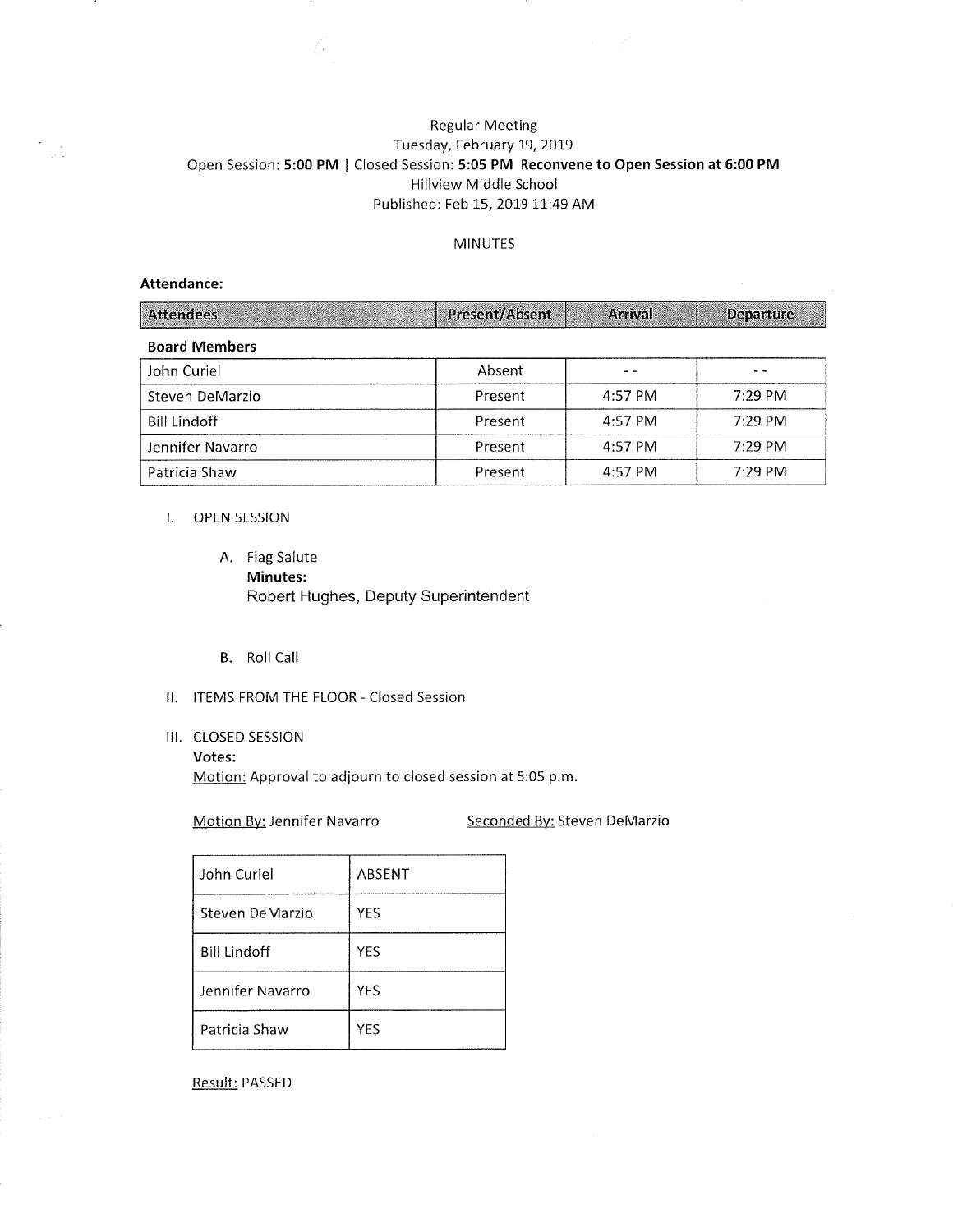Regular Meeting
Tuesday, February 19, 2019
Open Session: **5:00 PM** | Closed Session: **5:05 PM Reconvene to Open Session at 6:00 PM**
Hillview Middle School
Published: Feb 15, 2019 11:49 AM

MINUTES

**Attendance:**

| Attendees | Present/Absent | Arrival | Departure |
|---|---|---|---|
| **Board Members** | | | |
| John Curiel | Absent | - - | - - |
| Steven DeMarzio | Present | 4:57 PM | 7:29 PM |
| Bill Lindoff | Present | 4:57 PM | 7:29 PM |
| Jennifer Navarro | Present | 4:57 PM | 7:29 PM |
| Patricia Shaw | Present | 4:57 PM | 7:29 PM |

I. OPEN SESSION

A. Flag Salute
**Minutes:**
Robert Hughes, Deputy Superintendent

B. Roll Call

II. ITEMS FROM THE FLOOR - Closed Session

III. CLOSED SESSION
**Votes:**
Motion: Approval to adjourn to closed session at 5:05 p.m.

Motion By: Jennifer Navarro    Seconded By: Steven DeMarzio

| | |
|---|---|
| John Curiel | ABSENT |
| Steven DeMarzio | YES |
| Bill Lindoff | YES |
| Jennifer Navarro | YES |
| Patricia Shaw | YES |

Result: PASSED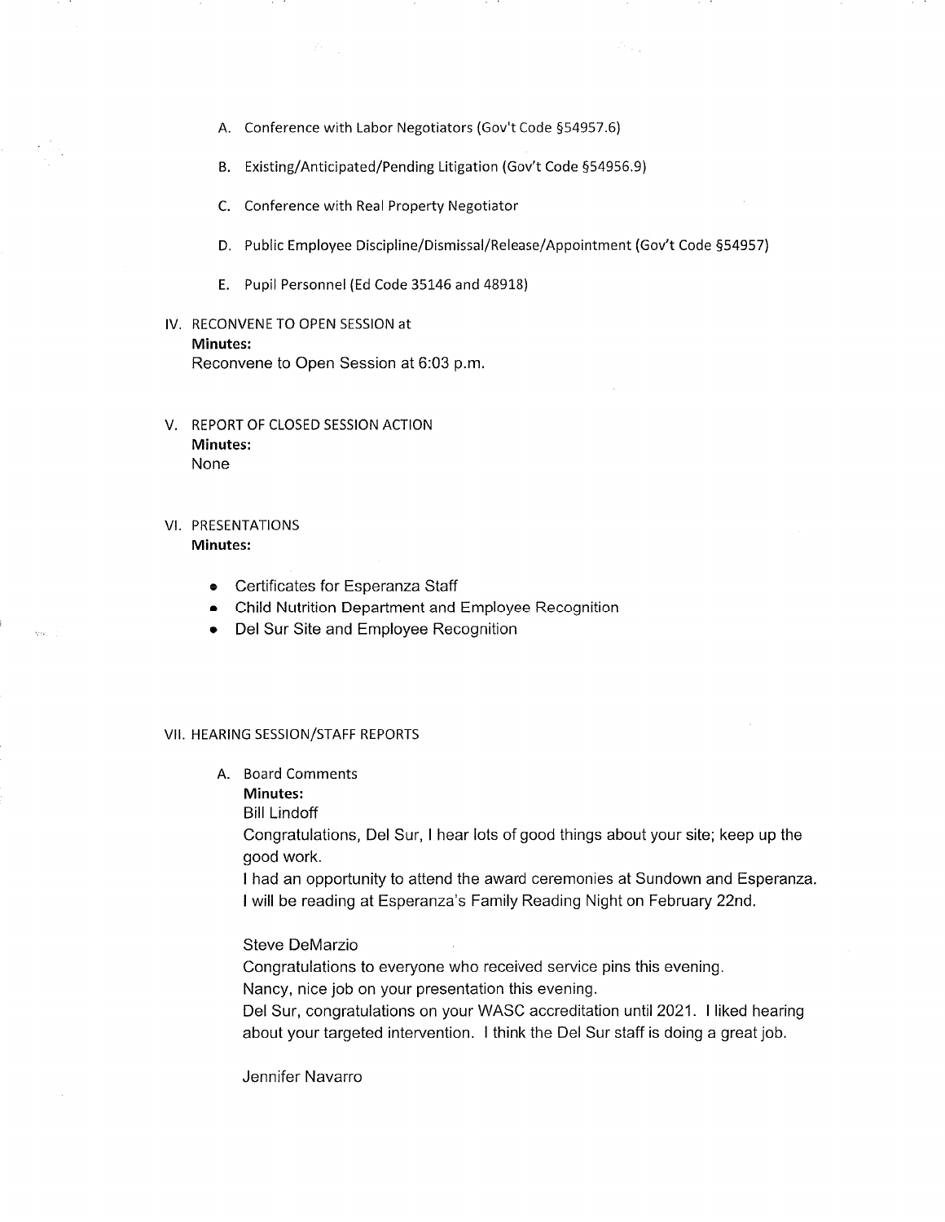A. Conference with Labor Negotiators (Gov't Code §54957.6)

B. Existing/Anticipated/Pending Litigation (Gov't Code §54956.9)

C. Conference with Real Property Negotiator

D. Public Employee Discipline/Dismissal/Release/Appointment (Gov't Code §54957)

E. Pupil Personnel (Ed Code 35146 and 48918)

IV. RECONVENE TO OPEN SESSION at

**Minutes:**

Reconvene to Open Session at 6:03 p.m.

V. REPORT OF CLOSED SESSION ACTION

**Minutes:**

None

VI. PRESENTATIONS

**Minutes:**

- Certificates for Esperanza Staff
- Child Nutrition Department and Employee Recognition
- Del Sur Site and Employee Recognition

VII. HEARING SESSION/STAFF REPORTS

A. Board Comments

**Minutes:**

Bill Lindoff

Congratulations, Del Sur, I hear lots of good things about your site; keep up the good work.

I had an opportunity to attend the award ceremonies at Sundown and Esperanza. I will be reading at Esperanza's Family Reading Night on February 22nd.

Steve DeMarzio

Congratulations to everyone who received service pins this evening.

Nancy, nice job on your presentation this evening.

Del Sur, congratulations on your WASC accreditation until 2021. I liked hearing about your targeted intervention. I think the Del Sur staff is doing a great job.

Jennifer Navarro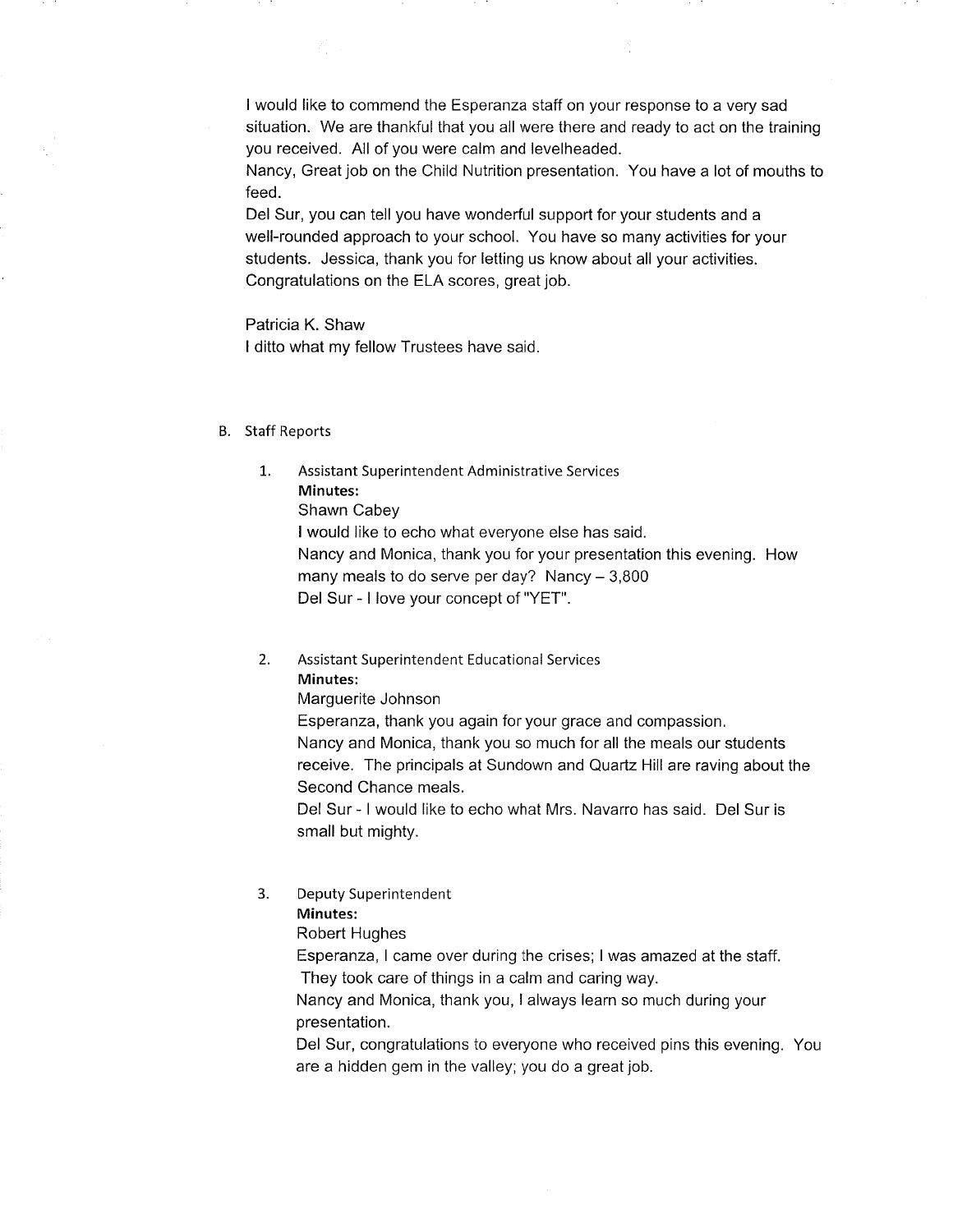I would like to commend the Esperanza staff on your response to a very sad situation. We are thankful that you all were there and ready to act on the training you received. All of you were calm and levelheaded.

Nancy, Great job on the Child Nutrition presentation. You have a lot of mouths to feed.

Del Sur, you can tell you have wonderful support for your students and a well-rounded approach to your school. You have so many activities for your students. Jessica, thank you for letting us know about all your activities. Congratulations on the ELA scores, great job.

Patricia K. Shaw

I ditto what my fellow Trustees have said.

B. Staff Reports

1. Assistant Superintendent Administrative Services

   **Minutes:**

   Shawn Cabey

   I would like to echo what everyone else has said.

   Nancy and Monica, thank you for your presentation this evening. How many meals to do serve per day? Nancy – 3,800

   Del Sur - I love your concept of "YET".

2. Assistant Superintendent Educational Services

   **Minutes:**

   Marguerite Johnson

   Esperanza, thank you again for your grace and compassion.

   Nancy and Monica, thank you so much for all the meals our students receive. The principals at Sundown and Quartz Hill are raving about the Second Chance meals.

   Del Sur - I would like to echo what Mrs. Navarro has said. Del Sur is small but mighty.

3. Deputy Superintendent

   **Minutes:**

   Robert Hughes

   Esperanza, I came over during the crises; I was amazed at the staff. They took care of things in a calm and caring way.

   Nancy and Monica, thank you, I always learn so much during your presentation.

   Del Sur, congratulations to everyone who received pins this evening. You are a hidden gem in the valley; you do a great job.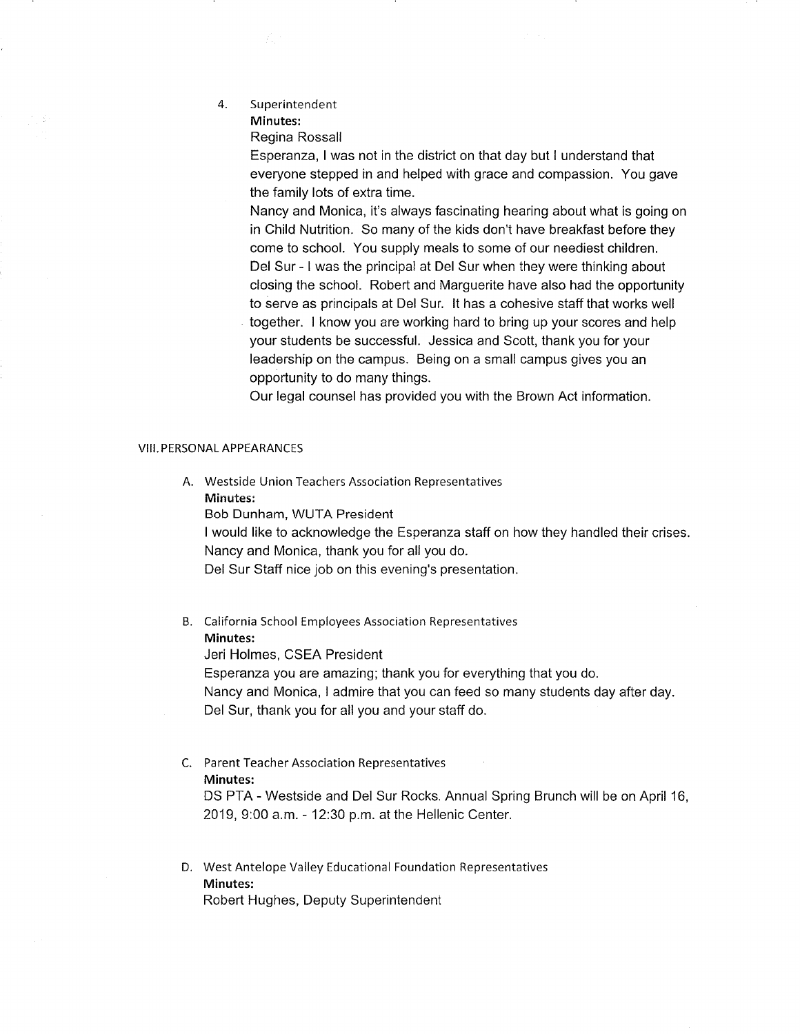4. Superintendent

   **Minutes:**

   Regina Rossall

   Esperanza, I was not in the district on that day but I understand that everyone stepped in and helped with grace and compassion. You gave the family lots of extra time.

   Nancy and Monica, it's always fascinating hearing about what is going on in Child Nutrition. So many of the kids don't have breakfast before they come to school. You supply meals to some of our neediest children.

   Del Sur - I was the principal at Del Sur when they were thinking about closing the school. Robert and Marguerite have also had the opportunity to serve as principals at Del Sur. It has a cohesive staff that works well together. I know you are working hard to bring up your scores and help your students be successful. Jessica and Scott, thank you for your leadership on the campus. Being on a small campus gives you an opportunity to do many things.

   Our legal counsel has provided you with the Brown Act information.

## VIII. PERSONAL APPEARANCES

A. Westside Union Teachers Association Representatives

   **Minutes:**

   Bob Dunham, WUTA President

   I would like to acknowledge the Esperanza staff on how they handled their crises.

   Nancy and Monica, thank you for all you do.

   Del Sur Staff nice job on this evening's presentation.

B. California School Employees Association Representatives

   **Minutes:**

   Jeri Holmes, CSEA President

   Esperanza you are amazing; thank you for everything that you do.

   Nancy and Monica, I admire that you can feed so many students day after day.

   Del Sur, thank you for all you and your staff do.

C. Parent Teacher Association Representatives

   **Minutes:**

   DS PTA - Westside and Del Sur Rocks. Annual Spring Brunch will be on April 16, 2019, 9:00 a.m. - 12:30 p.m. at the Hellenic Center.

D. West Antelope Valley Educational Foundation Representatives

   **Minutes:**

   Robert Hughes, Deputy Superintendent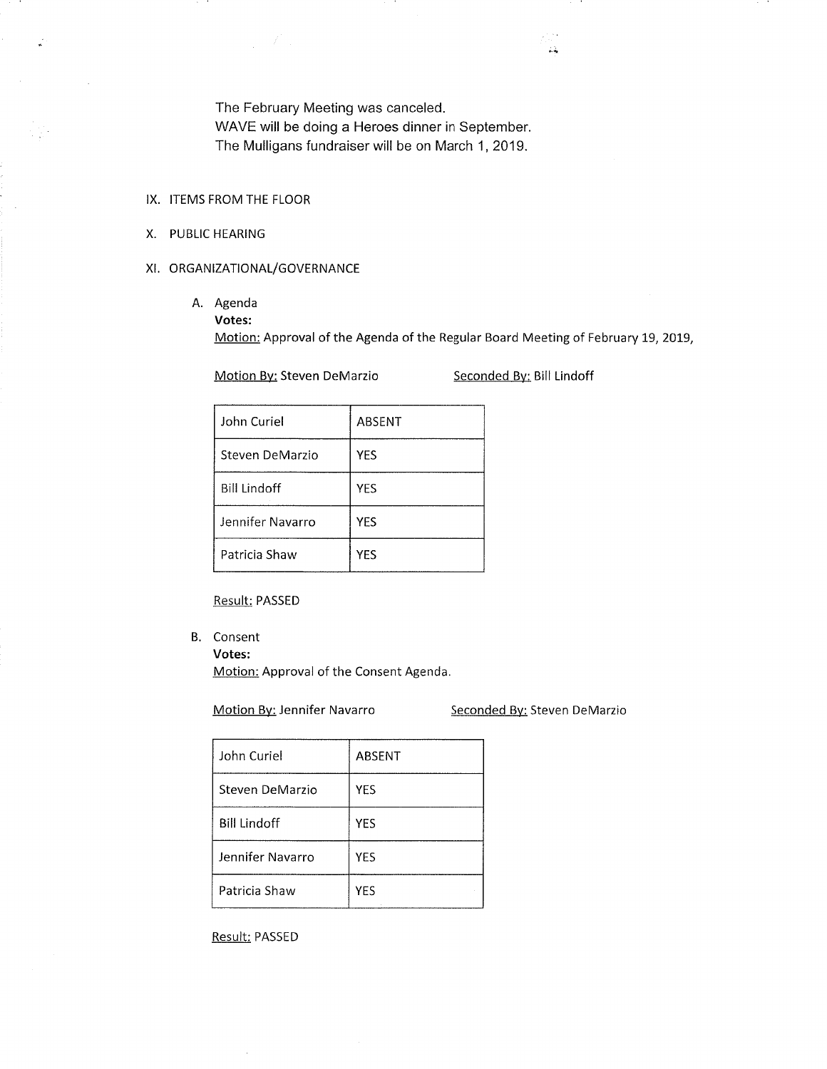The February Meeting was canceled.
WAVE will be doing a Heroes dinner in September.
The Mulligans fundraiser will be on March 1, 2019.

IX. ITEMS FROM THE FLOOR

X. PUBLIC HEARING

XI. ORGANIZATIONAL/GOVERNANCE

A. Agenda

**Votes:**

Motion: Approval of the Agenda of the Regular Board Meeting of February 19, 2019,

Motion By: Steven DeMarzio    Seconded By: Bill Lindoff

| | |
|---|---|
| John Curiel | ABSENT |
| Steven DeMarzio | YES |
| Bill Lindoff | YES |
| Jennifer Navarro | YES |
| Patricia Shaw | YES |

Result: PASSED

B. Consent

**Votes:**

Motion: Approval of the Consent Agenda.

Motion By: Jennifer Navarro    Seconded By: Steven DeMarzio

| | |
|---|---|
| John Curiel | ABSENT |
| Steven DeMarzio | YES |
| Bill Lindoff | YES |
| Jennifer Navarro | YES |
| Patricia Shaw | YES |

Result: PASSED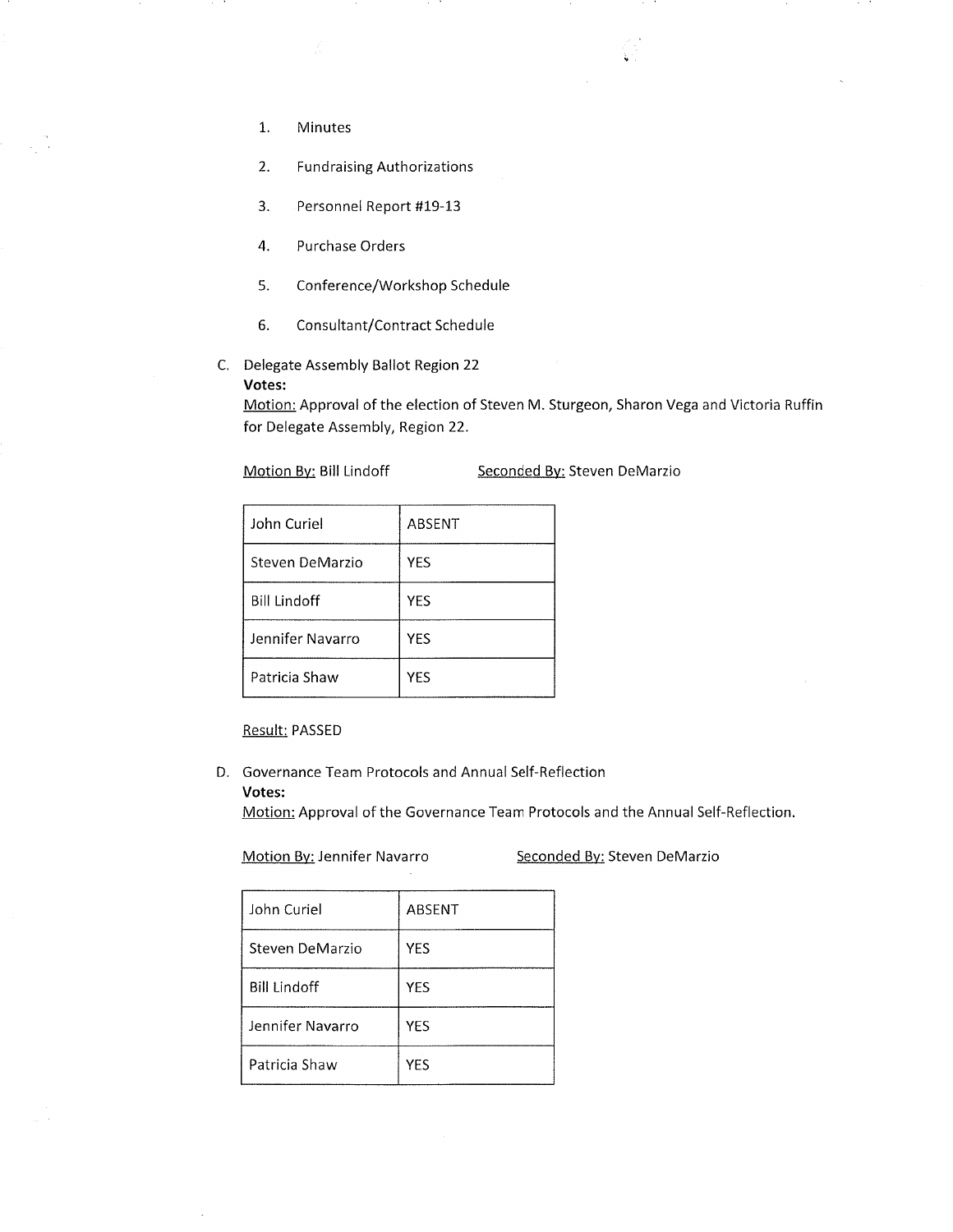1. Minutes
2. Fundraising Authorizations
3. Personnel Report #19-13
4. Purchase Orders
5. Conference/Workshop Schedule
6. Consultant/Contract Schedule

C. Delegate Assembly Ballot Region 22

**Votes:**

Motion: Approval of the election of Steven M. Sturgeon, Sharon Vega and Victoria Ruffin for Delegate Assembly, Region 22.

Motion By: Bill Lindoff Seconded By: Steven DeMarzio

| | |
|---|---|
| John Curiel | ABSENT |
| Steven DeMarzio | YES |
| Bill Lindoff | YES |
| Jennifer Navarro | YES |
| Patricia Shaw | YES |

Result: PASSED

D. Governance Team Protocols and Annual Self-Reflection

**Votes:**

Motion: Approval of the Governance Team Protocols and the Annual Self-Reflection.

Motion By: Jennifer Navarro Seconded By: Steven DeMarzio

| | |
|---|---|
| John Curiel | ABSENT |
| Steven DeMarzio | YES |
| Bill Lindoff | YES |
| Jennifer Navarro | YES |
| Patricia Shaw | YES |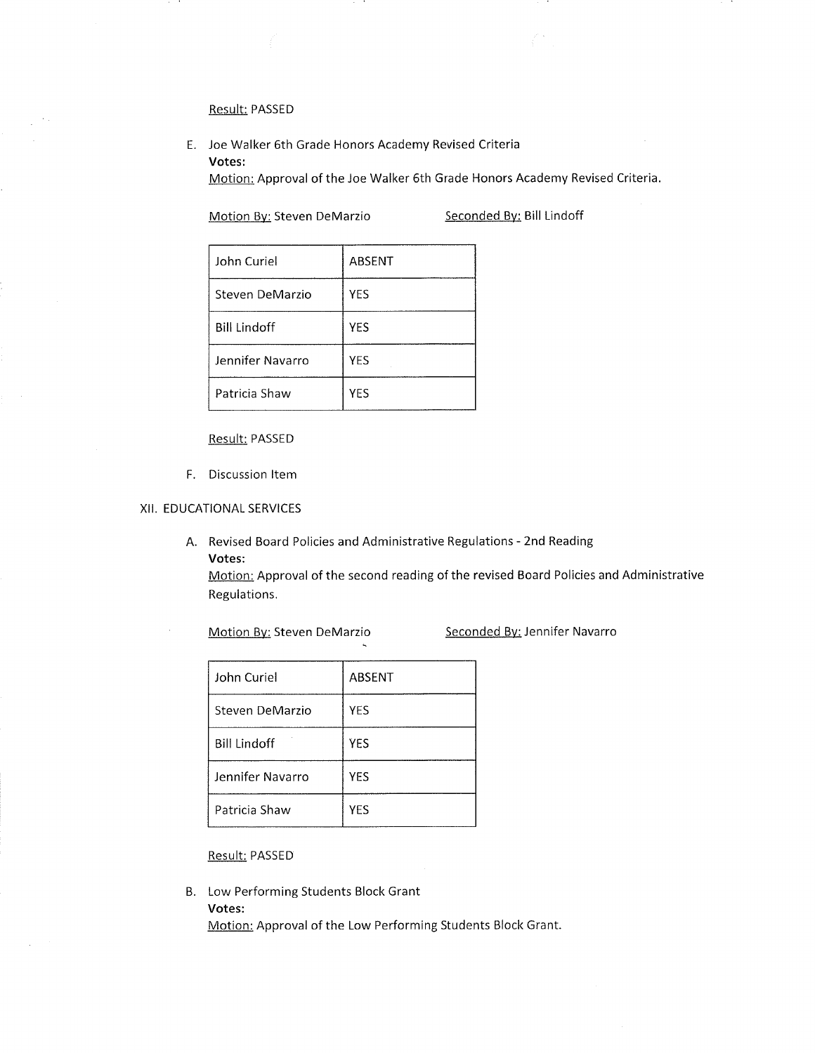Result: PASSED

E. Joe Walker 6th Grade Honors Academy Revised Criteria

**Votes:**

Motion: Approval of the Joe Walker 6th Grade Honors Academy Revised Criteria.

Motion By: Steven DeMarzio  Seconded By: Bill Lindoff

| | |
|---|---|
| John Curiel | ABSENT |
| Steven DeMarzio | YES |
| Bill Lindoff | YES |
| Jennifer Navarro | YES |
| Patricia Shaw | YES |

Result: PASSED

F. Discussion Item

XII. EDUCATIONAL SERVICES

A. Revised Board Policies and Administrative Regulations - 2nd Reading

**Votes:**

Motion: Approval of the second reading of the revised Board Policies and Administrative Regulations.

Motion By: Steven DeMarzio  Seconded By: Jennifer Navarro

| | |
|---|---|
| John Curiel | ABSENT |
| Steven DeMarzio | YES |
| Bill Lindoff | YES |
| Jennifer Navarro | YES |
| Patricia Shaw | YES |

Result: PASSED

B. Low Performing Students Block Grant

**Votes:**

Motion: Approval of the Low Performing Students Block Grant.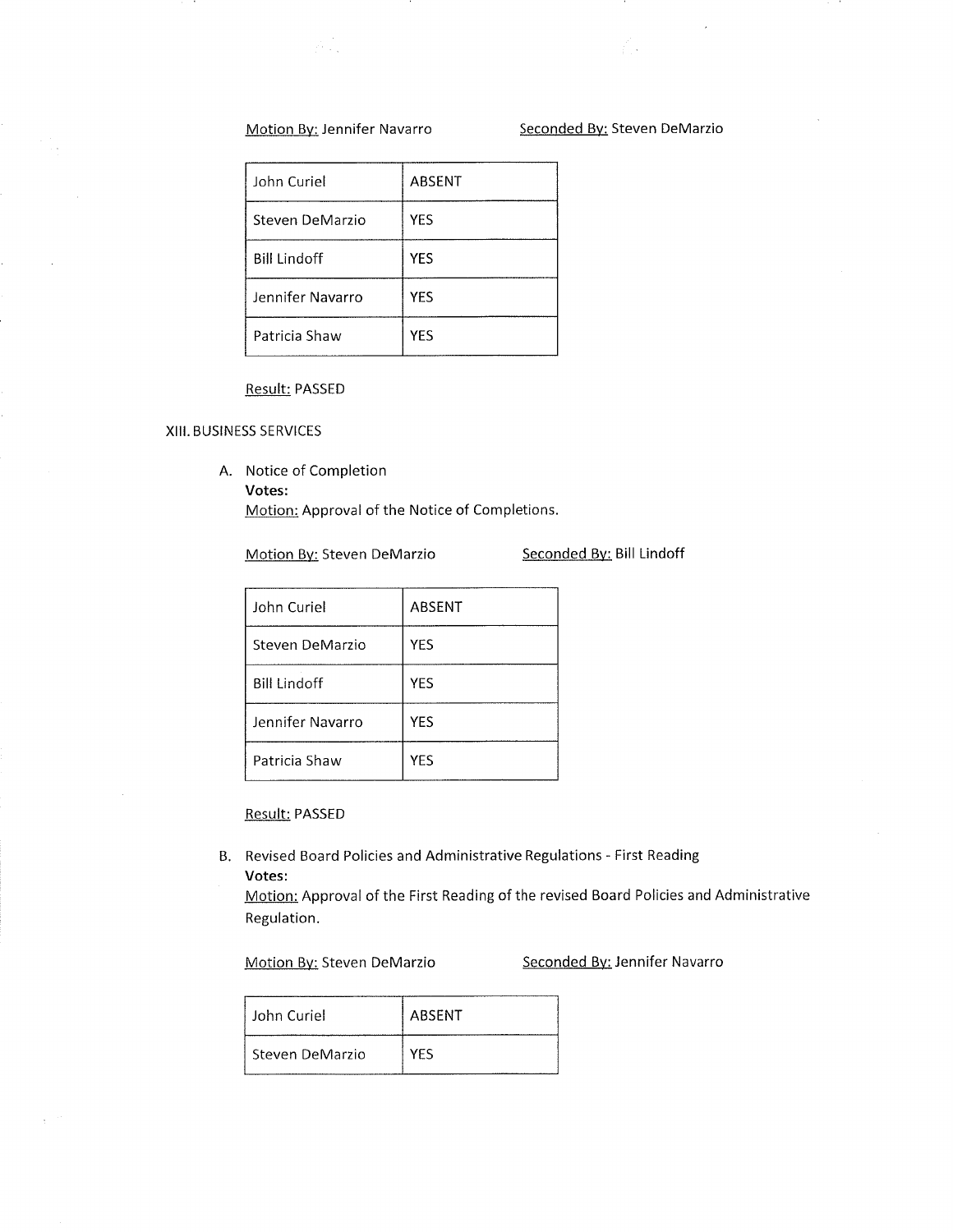Motion By: Jennifer Navarro Seconded By: Steven DeMarzio

| | |
|---|---|
| John Curiel | ABSENT |
| Steven DeMarzio | YES |
| Bill Lindoff | YES |
| Jennifer Navarro | YES |
| Patricia Shaw | YES |

Result: PASSED

XIII. BUSINESS SERVICES

A. Notice of Completion
**Votes:**
Motion: Approval of the Notice of Completions.

Motion By: Steven DeMarzio Seconded By: Bill Lindoff

| | |
|---|---|
| John Curiel | ABSENT |
| Steven DeMarzio | YES |
| Bill Lindoff | YES |
| Jennifer Navarro | YES |
| Patricia Shaw | YES |

Result: PASSED

B. Revised Board Policies and Administrative Regulations - First Reading
**Votes:**
Motion: Approval of the First Reading of the revised Board Policies and Administrative Regulation.

Motion By: Steven DeMarzio Seconded By: Jennifer Navarro

| | |
|---|---|
| John Curiel | ABSENT |
| Steven DeMarzio | YES |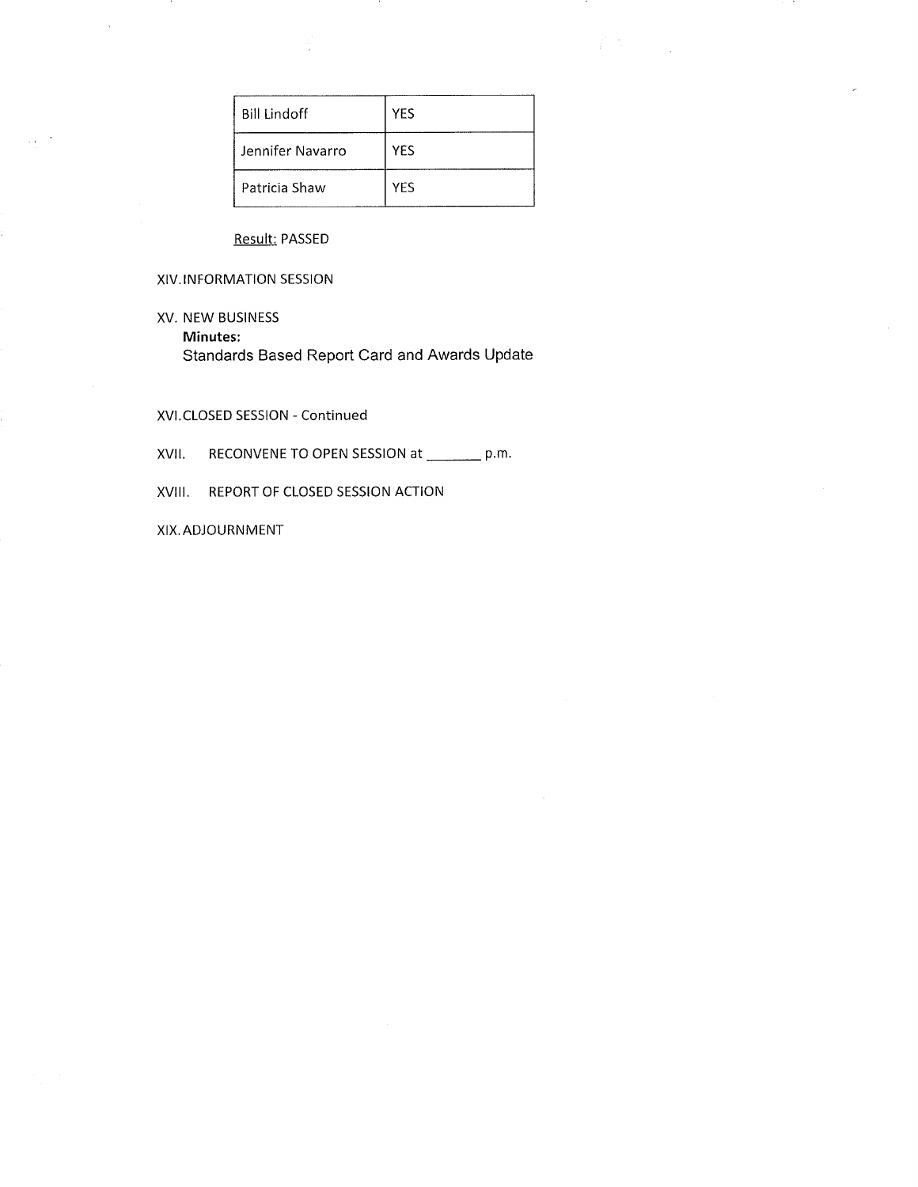| | |
|---|---|
| Bill Lindoff | YES |
| Jennifer Navarro | YES |
| Patricia Shaw | YES |

Result: PASSED

XIV. INFORMATION SESSION

XV. NEW BUSINESS

**Minutes:**

Standards Based Report Card and Awards Update

XVI. CLOSED SESSION - Continued

XVII. RECONVENE TO OPEN SESSION at _______ p.m.

XVIII. REPORT OF CLOSED SESSION ACTION

XIX. ADJOURNMENT